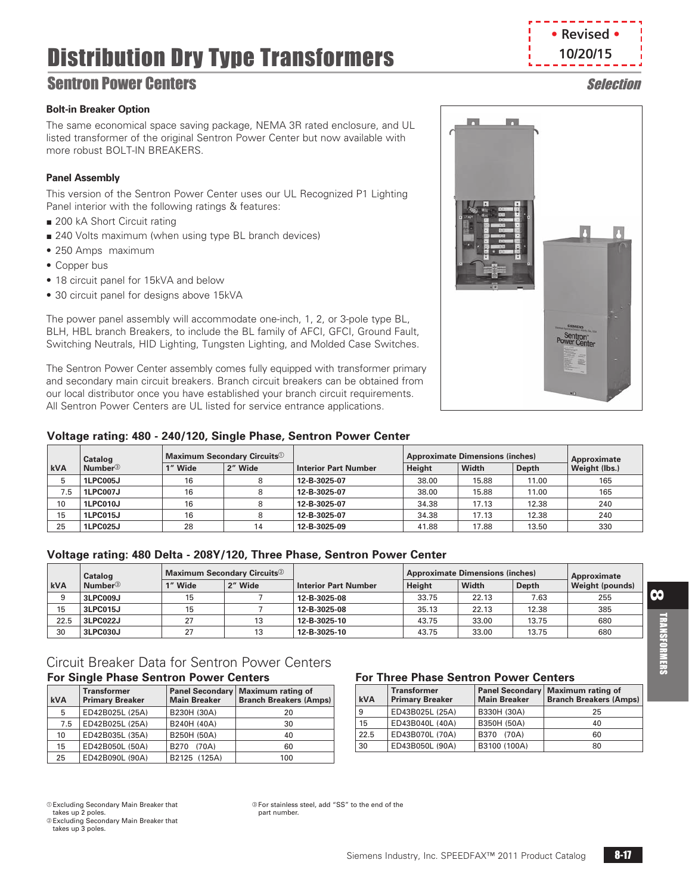# Distribution Dry Type Transformers

## Sentron Power Centers

*Selection*

• Revised • 10/20/15

### Bolt-in Breaker Option

The same economical space saving package, NEMA 3R rated enclosure, and UL listed transformer of the original Sentron Power Center but now available with more robust BOLT-IN BREAKERS.

### Panel Assembly

This version of the Sentron Power Center uses our UL Recognized P1 Lighting Panel interior with the following ratings & features:

- 200 kA Short Circuit rating
- 240 Volts maximum (when using type BL branch devices)
- 250 Amps maximum
- Copper bus
- 18 circuit panel for 15kVA and below
- 30 circuit panel for designs above 15kVA

The power panel assembly will accommodate one-inch, 1, 2, or 3-pole type BL, BLH, HBL branch Breakers, to include the BL family of AFCI, GFCI, Ground Fault, Switching Neutrals, HID Lighting, Tungsten Lighting, and Molded Case Switches.

The Sentron Power Center assembly comes fully equipped with transformer primary and secondary main circuit breakers. Branch circuit breakers can be obtained from our local distributor once you have established your branch circuit requirements. All Sentron Power Centers are UL listed for service entrance applications.

### Voltage rating: 480 - 240/120, Single Phase, Sentron Power Center

| kVA | Catalog Number[3] | Maximum Secondary Circuits[1] | | Interior Part Number | Approximate Dimensions (inches) | | | Approximate Weight (lbs.) |
|---|---|---|---|---|---|---|---|---|
| | | 1" Wide | 2" Wide | | Height | Width | Depth | |
| 5 | 1LPC005J | 16 | 8 | 12-B-3025-07 | 38.00 | 15.88 | 11.00 | 165 |
| 7.5 | 1LPC007J | 16 | 8 | 12-B-3025-07 | 38.00 | 15.88 | 11.00 | 165 |
| 10 | 1LPC010J | 16 | 8 | 12-B-3025-07 | 34.38 | 17.13 | 12.38 | 240 |
| 15 | 1LPC015J | 16 | 8 | 12-B-3025-07 | 34.38 | 17.13 | 12.38 | 240 |
| 25 | 1LPC025J | 28 | 14 | 12-B-3025-09 | 41.88 | 17.88 | 13.50 | 330 |

### Voltage rating: 480 Delta - 208Y/120, Three Phase, Sentron Power Center

| kVA | Catalog Number[3] | Maximum Secondary Circuits[2] | | Interior Part Number | Approximate Dimensions (inches) | | | Approximate Weight (pounds) |
|---|---|---|---|---|---|---|---|---|
| | | 1" Wide | 2" Wide | | Height | Width | Depth | |
| 9 | 3LPC009J | 15 | 7 | 12-B-3025-08 | 33.75 | 22.13 | 7.63 | 255 |
| 15 | 3LPC015J | 15 | 7 | 12-B-3025-08 | 35.13 | 22.13 | 12.38 | 385 |
| 22.5 | 3LPC022J | 27 | 13 | 12-B-3025-10 | 43.75 | 33.00 | 13.75 | 680 |
| 30 | 3LPC030J | 27 | 13 | 12-B-3025-10 | 43.75 | 33.00 | 13.75 | 680 |

## Circuit Breaker Data for Sentron Power Centers

### For Single Phase Sentron Power Centers

| kVA | Transformer Primary Breaker | Panel Secondary Main Breaker | Maximum rating of Branch Breakers (Amps) |
|---|---|---|---|
| 5 | ED42B025L (25A) | B230H (30A) | 20 |
| 7.5 | ED42B025L (25A) | B240H (40A) | 30 |
| 10 | ED42B035L (35A) | B250H (50A) | 40 |
| 15 | ED42B050L (50A) | B270 (70A) | 60 |
| 25 | ED42B090L (90A) | B2125 (125A) | 100 |

### For Three Phase Sentron Power Centers

| kVA | Transformer Primary Breaker | Panel Secondary Main Breaker | Maximum rating of Branch Breakers (Amps) |
|---|---|---|---|
| 9 | ED43B025L (25A) | B330H (30A) | 25 |
| 15 | ED43B040L (40A) | B350H (50A) | 40 |
| 22.5 | ED43B070L (70A) | B370 (70A) | 60 |
| 30 | ED43B050L (90A) | B3100 (100A) | 80 |

[1] Excluding Secondary Main Breaker that takes up 2 poles.
[2] Excluding Secondary Main Breaker that takes up 3 poles.
[3] For stainless steel, add "SS" to the end of the part number.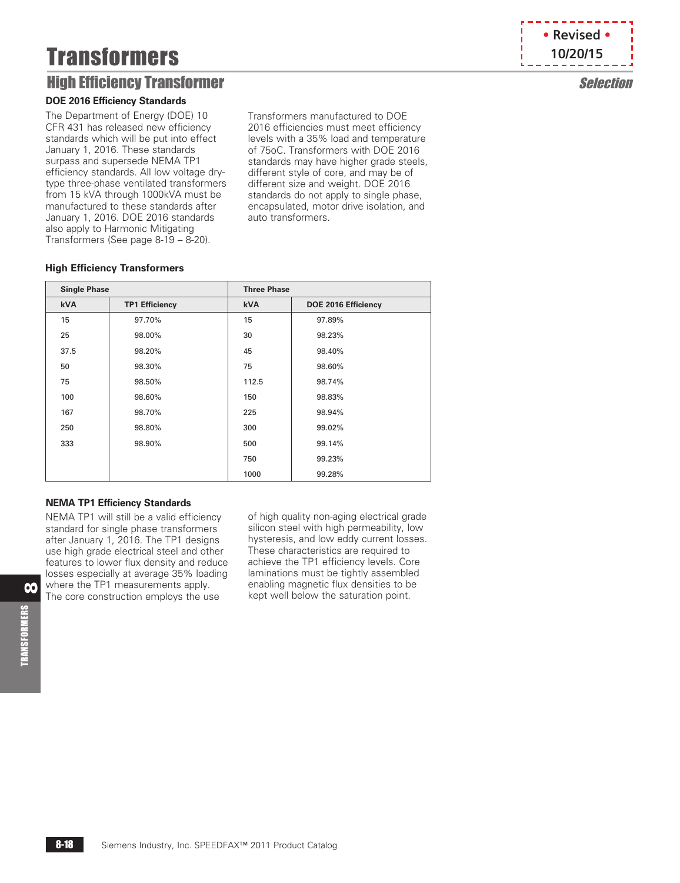# Transformers

## High Efficiency Transformer

*Selection*

• Revised • 10/20/15

### DOE 2016 Efficiency Standards

The Department of Energy (DOE) 10 CFR 431 has released new efficiency standards which will be put into effect January 1, 2016. These standards surpass and supersede NEMA TP1 efficiency standards. All low voltage dry-type three-phase ventilated transformers from 15 kVA through 1000kVA must be manufactured to these standards after January 1, 2016. DOE 2016 standards also apply to Harmonic Mitigating Transformers (See page 8-19 – 8-20).

Transformers manufactured to DOE 2016 efficiencies must meet efficiency levels with a 35% load and temperature of 75oC. Transformers with DOE 2016 standards may have higher grade steels, different style of core, and may be of different size and weight. DOE 2016 standards do not apply to single phase, encapsulated, motor drive isolation, and auto transformers.

### High Efficiency Transformers

| Single Phase | | Three Phase | |
|---|---|---|---|
| **kVA** | **TP1 Efficiency** | **kVA** | **DOE 2016 Efficiency** |
| 15 | 97.70% | 15 | 97.89% |
| 25 | 98.00% | 30 | 98.23% |
| 37.5 | 98.20% | 45 | 98.40% |
| 50 | 98.30% | 75 | 98.60% |
| 75 | 98.50% | 112.5 | 98.74% |
| 100 | 98.60% | 150 | 98.83% |
| 167 | 98.70% | 225 | 98.94% |
| 250 | 98.80% | 300 | 99.02% |
| 333 | 98.90% | 500 | 99.14% |
| | | 750 | 99.23% |
| | | 1000 | 99.28% |

### NEMA TP1 Efficiency Standards

NEMA TP1 will still be a valid efficiency standard for single phase transformers after January 1, 2016. The TP1 designs use high grade electrical steel and other features to lower flux density and reduce losses especially at average 35% loading where the TP1 measurements apply. The core construction employs the use of high quality non-aging electrical grade silicon steel with high permeability, low hysteresis, and low eddy current losses. These characteristics are required to achieve the TP1 efficiency levels. Core laminations must be tightly assembled enabling magnetic flux densities to be kept well below the saturation point.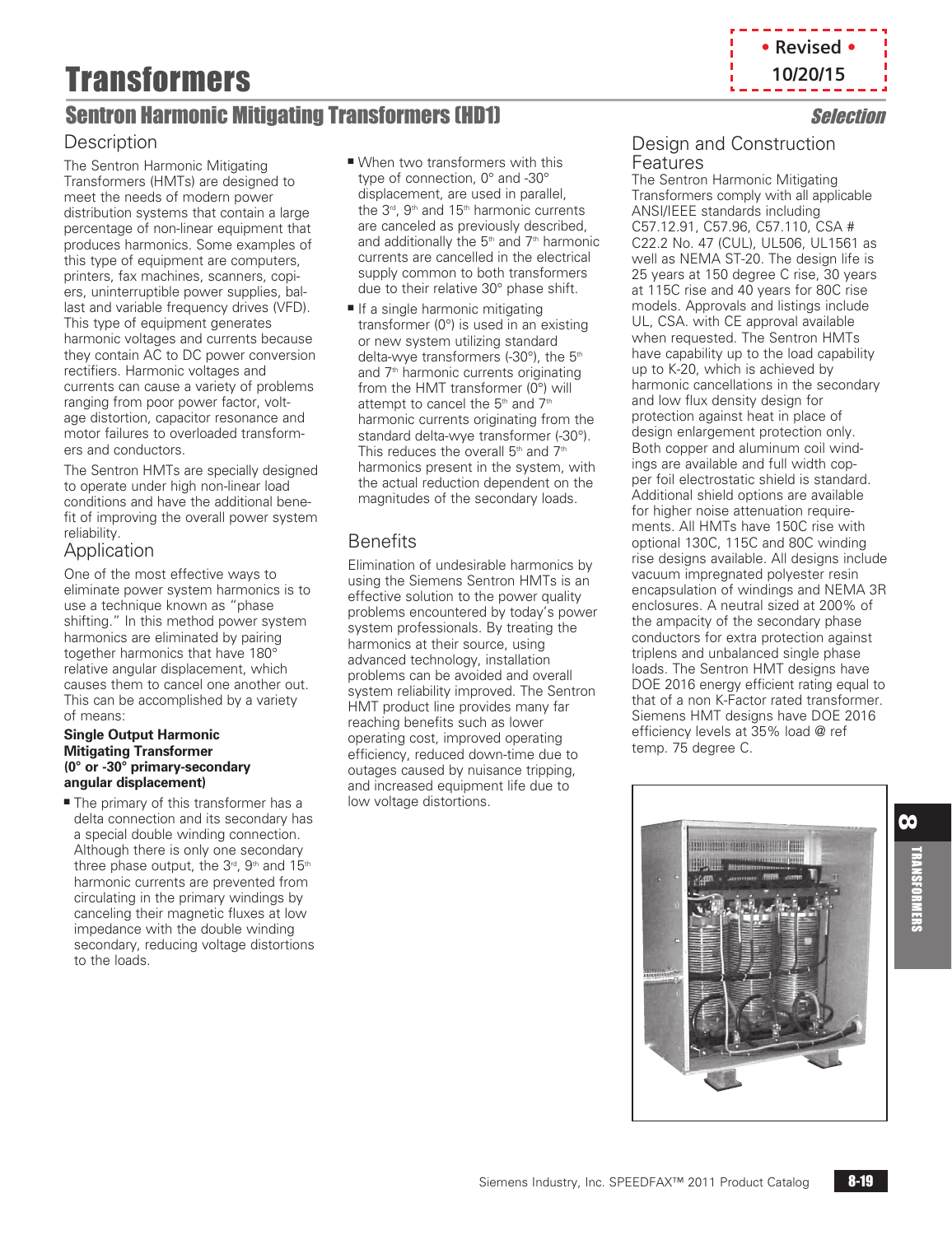# Transformers

**• Revised • 10/20/15**

## Sentron Harmonic Mitigating Transformers (HD1)

*Selection*

### Description

The Sentron Harmonic Mitigating Transformers (HMTs) are designed to meet the needs of modern power distribution systems that contain a large percentage of non-linear equipment that produces harmonics. Some examples of this type of equipment are computers, printers, fax machines, scanners, copiers, uninterruptible power supplies, ballast and variable frequency drives (VFD). This type of equipment generates harmonic voltages and currents because they contain AC to DC power conversion rectifiers. Harmonic voltages and currents can cause a variety of problems ranging from poor power factor, voltage distortion, capacitor resonance and motor failures to overloaded transformers and conductors.

The Sentron HMTs are specially designed to operate under high non-linear load conditions and have the additional benefit of improving the overall power system reliability.

### Application

One of the most effective ways to eliminate power system harmonics is to use a technique known as "phase shifting." In this method power system harmonics are eliminated by pairing together harmonics that have 180° relative angular displacement, which causes them to cancel one another out. This can be accomplished by a variety of means:

**Single Output Harmonic Mitigating Transformer (0° or -30° primary-secondary angular displacement)**

- The primary of this transformer has a delta connection and its secondary has a special double winding connection. Although there is only one secondary three phase output, the 3rd, 9th and 15th harmonic currents are prevented from circulating in the primary windings by canceling their magnetic fluxes at low impedance with the double winding secondary, reducing voltage distortions to the loads.
- When two transformers with this type of connection, 0° and -30° displacement, are used in parallel, the 3rd, 9th and 15th harmonic currents are canceled as previously described, and additionally the 5th and 7th harmonic currents are cancelled in the electrical supply common to both transformers due to their relative 30° phase shift.
- If a single harmonic mitigating transformer (0°) is used in an existing or new system utilizing standard delta-wye transformers (-30°), the 5th and 7th harmonic currents originating from the HMT transformer (0°) will attempt to cancel the 5th and 7th harmonic currents originating from the standard delta-wye transformer (-30°). This reduces the overall 5th and 7th harmonics present in the system, with the actual reduction dependent on the magnitudes of the secondary loads.

### Benefits

Elimination of undesirable harmonics by using the Siemens Sentron HMTs is an effective solution to the power quality problems encountered by today's power system professionals. By treating the harmonics at their source, using advanced technology, installation problems can be avoided and overall system reliability improved. The Sentron HMT product line provides many far reaching benefits such as lower operating cost, improved operating efficiency, reduced down-time due to outages caused by nuisance tripping, and increased equipment life due to low voltage distortions.

### Design and Construction Features

The Sentron Harmonic Mitigating Transformers comply with all applicable ANSI/IEEE standards including C57.12.91, C57.96, C57.110, CSA # C22.2 No. 47 (CUL), UL506, UL1561 as well as NEMA ST-20. The design life is 25 years at 150 degree C rise, 30 years at 115C rise and 40 years for 80C rise models. Approvals and listings include UL, CSA. with CE approval available when requested. The Sentron HMTs have capability up to the load capability up to K-20, which is achieved by harmonic cancellations in the secondary and low flux density design for protection against heat in place of design enlargement protection only. Both copper and aluminum coil windings are available and full width copper foil electrostatic shield is standard. Additional shield options are available for higher noise attenuation requirements. All HMTs have 150C rise with optional 130C, 115C and 80C winding rise designs available. All designs include vacuum impregnated polyester resin encapsulation of windings and NEMA 3R enclosures. A neutral sized at 200% of the ampacity of the secondary phase conductors for extra protection against triplens and unbalanced single phase loads. The Sentron HMT designs have DOE 2016 energy efficient rating equal to that of a non K-Factor rated transformer. Siemens HMT designs have DOE 2016 efficiency levels at 35% load @ ref temp. 75 degree C.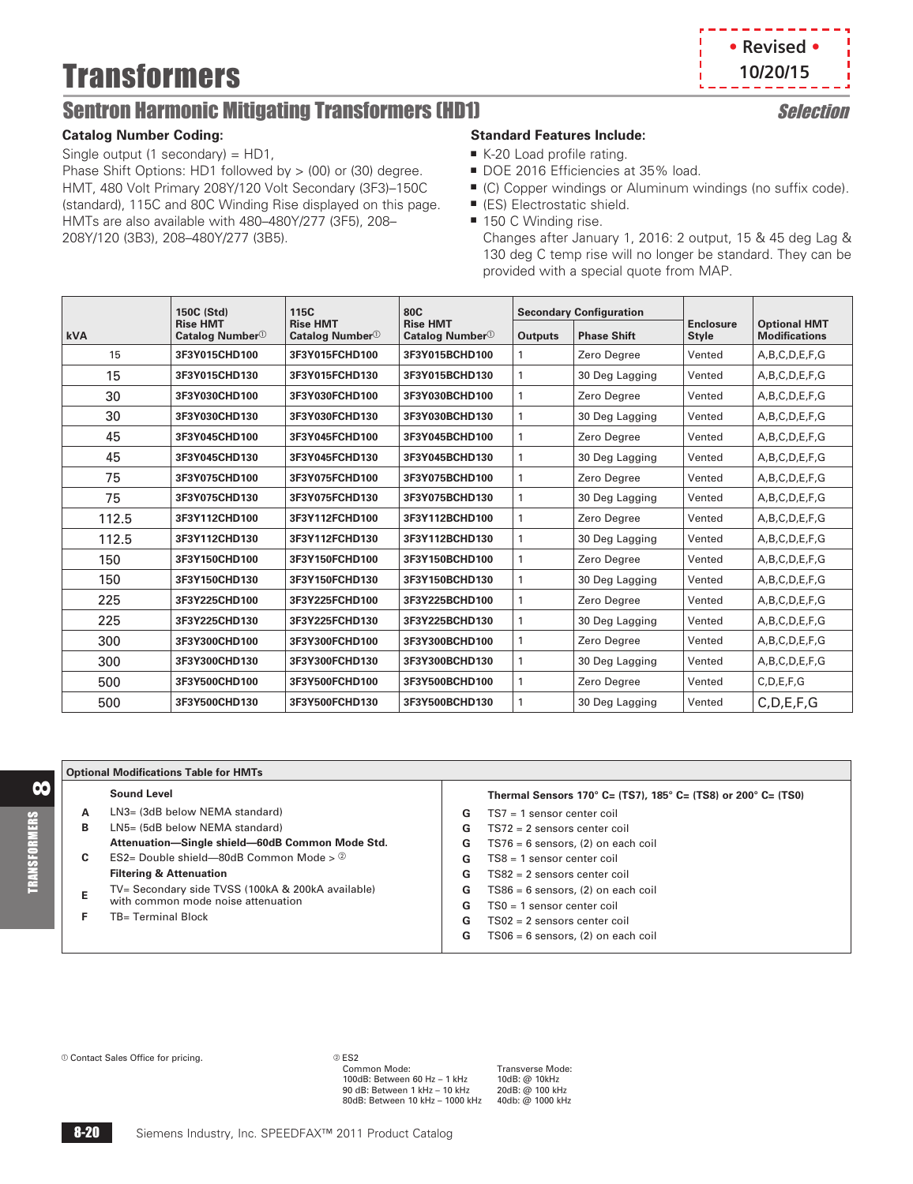# Transformers

• Revised • 10/20/15

## Sentron Harmonic Mitigating Transformers (HD1)

*Selection*

### Catalog Number Coding:

Single output (1 secondary) = HD1,
Phase Shift Options: HD1 followed by > (00) or (30) degree.
HMT, 480 Volt Primary 208Y/120 Volt Secondary (3F3)–150C (standard), 115C and 80C Winding Rise displayed on this page. HMTs are also available with 480–480Y/277 (3F5), 208–208Y/120 (3B3), 208–480Y/277 (3B5).

### Standard Features Include:

- K-20 Load profile rating.
- DOE 2016 Efficiencies at 35% load.
- (C) Copper windings or Aluminum windings (no suffix code).
- (ES) Electrostatic shield.
- 150 C Winding rise.
  Changes after January 1, 2016: 2 output, 15 & 45 deg Lag & 130 deg C temp rise will no longer be standard. They can be provided with a special quote from MAP.

| kVA | 150C (Std) Rise HMT Catalog Number① | 115C Rise HMT Catalog Number① | 80C Rise HMT Catalog Number① | Secondary Configuration | | Enclosure Style | Optional HMT Modifications |
|---|---|---|---|---|---|---|---|
| | | | | Outputs | Phase Shift | | |
| 15 | 3F3Y015CHD100 | 3F3Y015FCHD100 | 3F3Y015BCHD100 | 1 | Zero Degree | Vented | A,B,C,D,E,F,G |
| 15 | 3F3Y015CHD130 | 3F3Y015FCHD130 | 3F3Y015BCHD130 | 1 | 30 Deg Lagging | Vented | A,B,C,D,E,F,G |
| 30 | 3F3Y030CHD100 | 3F3Y030FCHD100 | 3F3Y030BCHD100 | 1 | Zero Degree | Vented | A,B,C,D,E,F,G |
| 30 | 3F3Y030CHD130 | 3F3Y030FCHD130 | 3F3Y030BCHD130 | 1 | 30 Deg Lagging | Vented | A,B,C,D,E,F,G |
| 45 | 3F3Y045CHD100 | 3F3Y045FCHD100 | 3F3Y045BCHD100 | 1 | Zero Degree | Vented | A,B,C,D,E,F,G |
| 45 | 3F3Y045CHD130 | 3F3Y045FCHD130 | 3F3Y045BCHD130 | 1 | 30 Deg Lagging | Vented | A,B,C,D,E,F,G |
| 75 | 3F3Y075CHD100 | 3F3Y075FCHD100 | 3F3Y075BCHD100 | 1 | Zero Degree | Vented | A,B,C,D,E,F,G |
| 75 | 3F3Y075CHD130 | 3F3Y075FCHD130 | 3F3Y075BCHD130 | 1 | 30 Deg Lagging | Vented | A,B,C,D,E,F,G |
| 112.5 | 3F3Y112CHD100 | 3F3Y112FCHD100 | 3F3Y112BCHD100 | 1 | Zero Degree | Vented | A,B,C,D,E,F,G |
| 112.5 | 3F3Y112CHD130 | 3F3Y112FCHD130 | 3F3Y112BCHD130 | 1 | 30 Deg Lagging | Vented | A,B,C,D,E,F,G |
| 150 | 3F3Y150CHD100 | 3F3Y150FCHD100 | 3F3Y150BCHD100 | 1 | Zero Degree | Vented | A,B,C,D,E,F,G |
| 150 | 3F3Y150CHD130 | 3F3Y150FCHD130 | 3F3Y150BCHD130 | 1 | 30 Deg Lagging | Vented | A,B,C,D,E,F,G |
| 225 | 3F3Y225CHD100 | 3F3Y225FCHD100 | 3F3Y225BCHD100 | 1 | Zero Degree | Vented | A,B,C,D,E,F,G |
| 225 | 3F3Y225CHD130 | 3F3Y225FCHD130 | 3F3Y225BCHD130 | 1 | 30 Deg Lagging | Vented | A,B,C,D,E,F,G |
| 300 | 3F3Y300CHD100 | 3F3Y300FCHD100 | 3F3Y300BCHD100 | 1 | Zero Degree | Vented | A,B,C,D,E,F,G |
| 300 | 3F3Y300CHD130 | 3F3Y300FCHD130 | 3F3Y300BCHD130 | 1 | 30 Deg Lagging | Vented | A,B,C,D,E,F,G |
| 500 | 3F3Y500CHD100 | 3F3Y500FCHD100 | 3F3Y500BCHD100 | 1 | Zero Degree | Vented | C,D,E,F,G |
| 500 | 3F3Y500CHD130 | 3F3Y500FCHD130 | 3F3Y500BCHD130 | 1 | 30 Deg Lagging | Vented | C,D,E,F,G |

**Optional Modifications Table for HMTs**

| | **Sound Level** |
|---|---|
| A | LN3= (3dB below NEMA standard) |
| B | LN5= (5dB below NEMA standard) |
| | **Attenuation—Single shield—60dB Common Mode Std.** |
| C | ES2= Double shield—80dB Common Mode > ② |
| | **Filtering & Attenuation** |
| E | TV= Secondary side TVSS (100kA & 200kA available) with common mode noise attenuation |
| F | TB= Terminal Block |

| | **Thermal Sensors 170° C= (TS7), 185° C= (TS8) or 200° C= (TS0)** |
|---|---|
| G | TS7 = 1 sensor center coil |
| G | TS72 = 2 sensors center coil |
| G | TS76 = 6 sensors, (2) on each coil |
| G | TS8 = 1 sensor center coil |
| G | TS82 = 2 sensors center coil |
| G | TS86 = 6 sensors, (2) on each coil |
| G | TS0 = 1 sensor center coil |
| G | TS02 = 2 sensors center coil |
| G | TS06 = 6 sensors, (2) on each coil |

① Contact Sales Office for pricing.

② ES2

Common Mode:
100dB: Between 60 Hz – 1 kHz
90 dB: Between 1 kHz – 10 kHz
80dB: Between 10 kHz – 1000 kHz

Transverse Mode:
10dB: @ 10kHz
20dB: @ 100 kHz
40db: @ 1000 kHz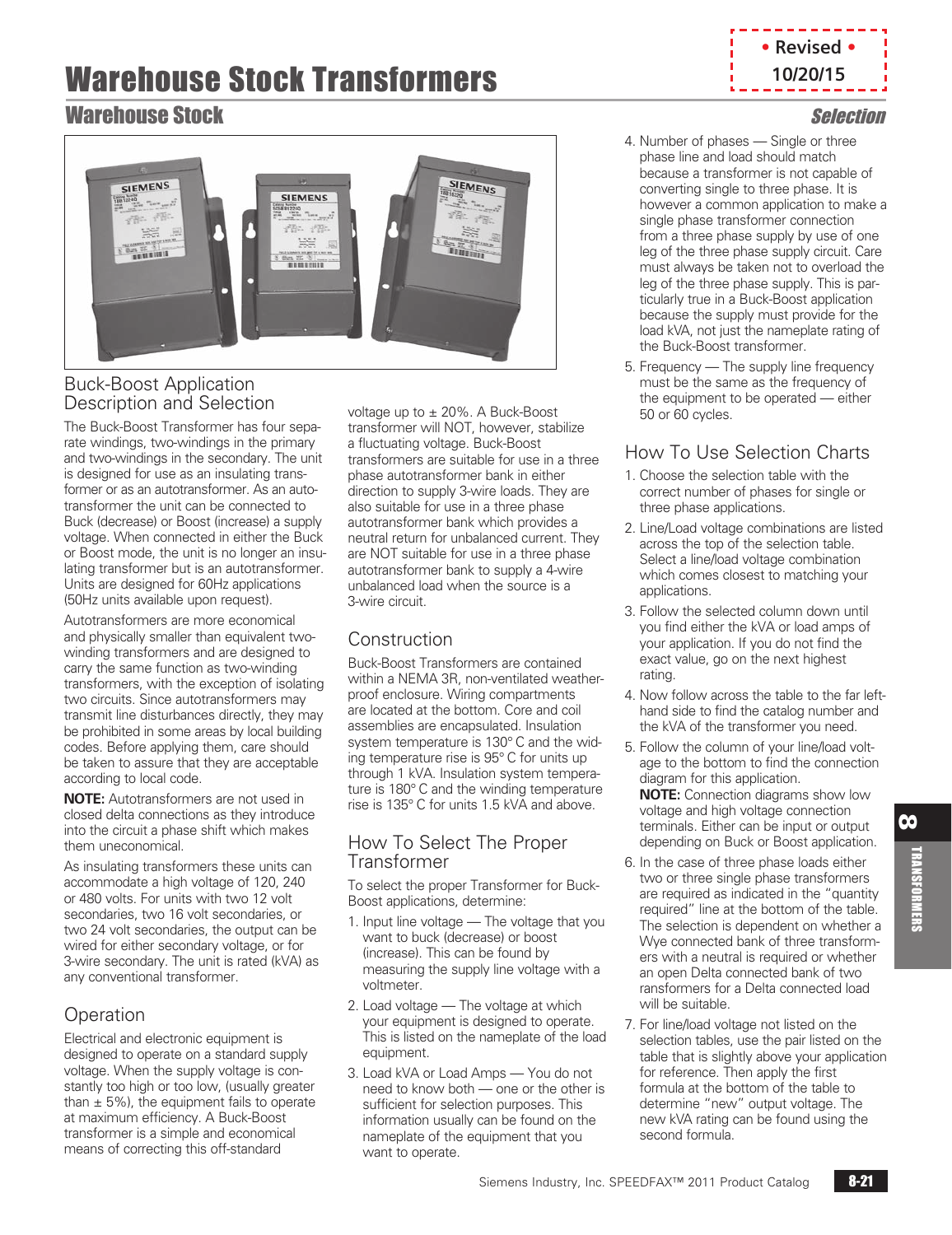# Warehouse Stock Transformers

• Revised • 10/20/15

## Warehouse Stock

## Selection

### Buck-Boost Application Description and Selection

The Buck-Boost Transformer has four separate windings, two-windings in the primary and two-windings in the secondary. The unit is designed for use as an insulating transformer or as an autotransformer. As an autotransformer the unit can be connected to Buck (decrease) or Boost (increase) a supply voltage. When connected in either the Buck or Boost mode, the unit is no longer an insulating transformer but is an autotransformer. Units are designed for 60Hz applications (50Hz units available upon request).

Autotransformers are more economical and physically smaller than equivalent two-winding transformers and are designed to carry the same function as two-winding transformers, with the exception of isolating two circuits. Since autotransformers may transmit line disturbances directly, they may be prohibited in some areas by local building codes. Before applying them, care should be taken to assure that they are acceptable according to local code.

**NOTE:** Autotransformers are not used in closed delta connections as they introduce into the circuit a phase shift which makes them uneconomical.

As insulating transformers these units can accommodate a high voltage of 120, 240 or 480 volts. For units with two 12 volt secondaries, two 16 volt secondaries, or two 24 volt secondaries, the output can be wired for either secondary voltage, or for 3-wire secondary. The unit is rated (kVA) as any conventional transformer.

### Operation

Electrical and electronic equipment is designed to operate on a standard supply voltage. When the supply voltage is constantly too high or too low, (usually greater than ± 5%), the equipment fails to operate at maximum efficiency. A Buck-Boost transformer is a simple and economical means of correcting this off-standard voltage up to ± 20%. A Buck-Boost transformer will NOT, however, stabilize a fluctuating voltage. Buck-Boost transformers are suitable for use in a three phase autotransformer bank in either direction to supply 3-wire loads. They are also suitable for use in a three phase autotransformer bank which provides a neutral return for unbalanced current. They are NOT suitable for use in a three phase autotransformer bank to supply a 4-wire unbalanced load when the source is a 3-wire circuit.

### Construction

Buck-Boost Transformers are contained within a NEMA 3R, non-ventilated weatherproof enclosure. Wiring compartments are located at the bottom. Core and coil assemblies are encapsulated. Insulation system temperature is 130° C and the winding temperature rise is 95° C for units up through 1 kVA. Insulation system temperature is 180° C and the winding temperature rise is 135° C for units 1.5 kVA and above.

### How To Select The Proper Transformer

To select the proper Transformer for Buck-Boost applications, determine:

1. Input line voltage — The voltage that you want to buck (decrease) or boost (increase). This can be found by measuring the supply line voltage with a voltmeter.
2. Load voltage — The voltage at which your equipment is designed to operate. This is listed on the nameplate of the load equipment.
3. Load kVA or Load Amps — You do not need to know both — one or the other is sufficient for selection purposes. This information usually can be found on the nameplate of the equipment that you want to operate.
4. Number of phases — Single or three phase line and load should match because a transformer is not capable of converting single to three phase. It is however a common application to make a single phase transformer connection from a three phase supply by use of one leg of the three phase supply circuit. Care must always be taken not to overload the leg of the three phase supply. This is particularly true in a Buck-Boost application because the supply must provide for the load kVA, not just the nameplate rating of the Buck-Boost transformer.
5. Frequency — The supply line frequency must be the same as the frequency of the equipment to be operated — either 50 or 60 cycles.

### How To Use Selection Charts

1. Choose the selection table with the correct number of phases for single or three phase applications.
2. Line/Load voltage combinations are listed across the top of the selection table. Select a line/load voltage combination which comes closest to matching your applications.
3. Follow the selected column down until you find either the kVA or load amps of your application. If you do not find the exact value, go on the next highest rating.
4. Now follow across the table to the far left-hand side to find the catalog number and the kVA of the transformer you need.
5. Follow the column of your line/load voltage to the bottom to find the connection diagram for this application.
   **NOTE:** Connection diagrams show low voltage and high voltage connection terminals. Either can be input or output depending on Buck or Boost application.
6. In the case of three phase loads either two or three single phase transformers are required as indicated in the "quantity required" line at the bottom of the table. The selection is dependent on whether a Wye connected bank of three transformers with a neutral is required or whether an open Delta connected bank of two ransformers for a Delta connected load will be suitable.
7. For line/load voltage not listed on the selection tables, use the pair listed on the table that is slightly above your application for reference. Then apply the first formula at the bottom of the table to determine "new" output voltage. The new kVA rating can be found using the second formula.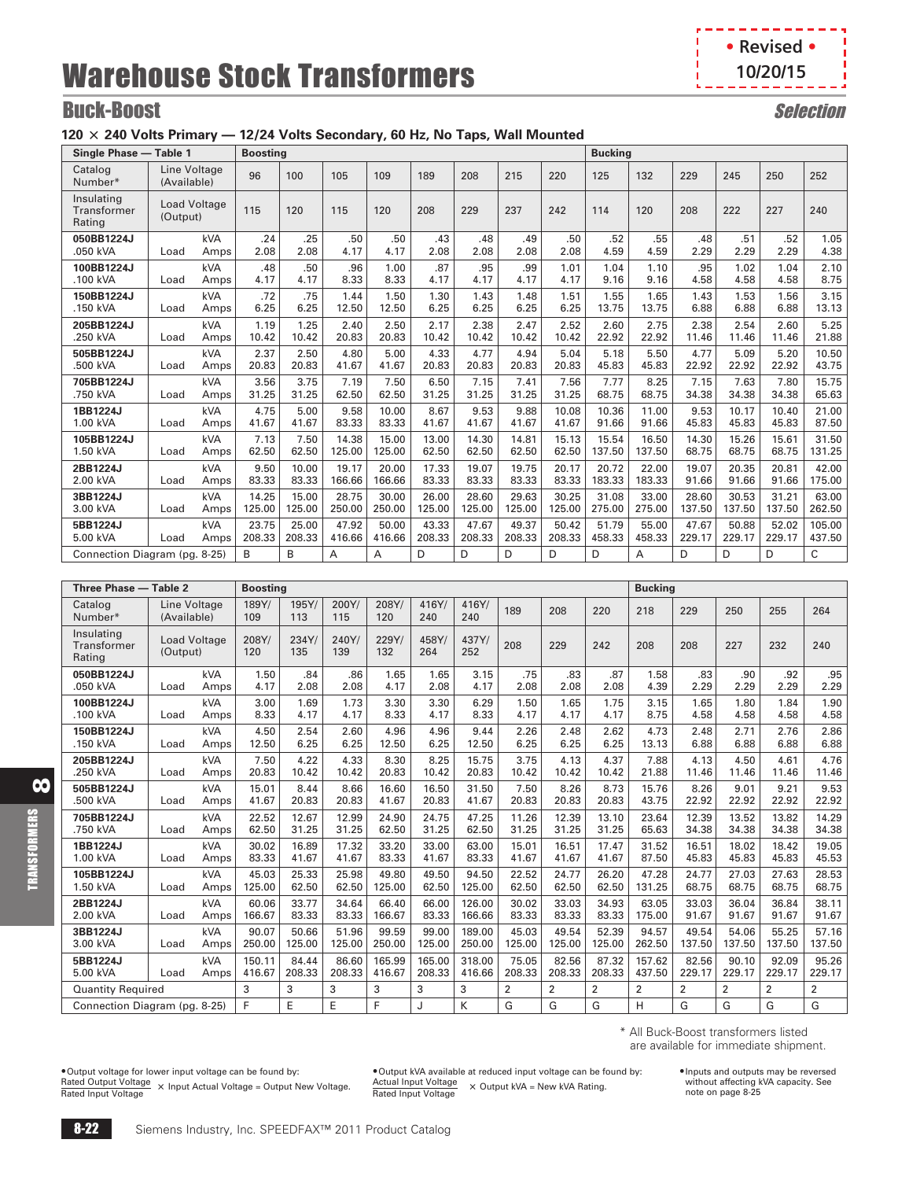# Warehouse Stock Transformers

• Revised •
10/20/15

## Buck-Boost

*Selection*

### 120 × 240 Volts Primary — 12/24 Volts Secondary, 60 Hz, No Taps, Wall Mounted

| Single Phase — Table 1 | | | Boosting | | | | | | | | Bucking | | | | | |
|---|---|---|---|---|---|---|---|---|---|---|---|---|---|---|---|---|
| Catalog Number* | Line Voltage (Available) | | 96 | 100 | 105 | 109 | 189 | 208 | 215 | 220 | 125 | 132 | 229 | 245 | 250 | 252 |
| Insulating Transformer Rating | Load Voltage (Output) | | 115 | 120 | 115 | 120 | 208 | 229 | 237 | 242 | 114 | 120 | 208 | 222 | 227 | 240 |
| 050BB1224J | | kVA | .24 | .25 | .50 | .50 | .43 | .48 | .49 | .50 | .52 | .55 | .48 | .51 | .52 | 1.05 |
| .050 kVA | Load | Amps | 2.08 | 2.08 | 4.17 | 4.17 | 2.08 | 2.08 | 2.08 | 2.08 | 4.59 | 4.59 | 2.29 | 2.29 | 2.29 | 4.38 |
| 100BB1224J | | kVA | .48 | .50 | .96 | 1.00 | .87 | .95 | .99 | 1.01 | 1.04 | 1.10 | .95 | 1.02 | 1.04 | 2.10 |
| .100 kVA | Load | Amps | 4.17 | 4.17 | 8.33 | 8.33 | 4.17 | 4.17 | 4.17 | 4.17 | 9.16 | 9.16 | 4.58 | 4.58 | 4.58 | 8.75 |
| 150BB1224J | | kVA | .72 | .75 | 1.44 | 1.50 | 1.30 | 1.43 | 1.48 | 1.51 | 1.55 | 1.65 | 1.43 | 1.53 | 1.56 | 3.15 |
| .150 kVA | Load | Amps | 6.25 | 6.25 | 12.50 | 12.50 | 6.25 | 6.25 | 6.25 | 6.25 | 13.75 | 13.75 | 6.88 | 6.88 | 6.88 | 13.13 |
| 205BB1224J | | kVA | 1.19 | 1.25 | 2.40 | 2.50 | 2.17 | 2.38 | 2.47 | 2.52 | 2.60 | 2.75 | 2.38 | 2.54 | 2.60 | 5.25 |
| .250 kVA | Load | Amps | 10.42 | 10.42 | 20.83 | 20.83 | 10.42 | 10.42 | 10.42 | 10.42 | 22.92 | 22.92 | 11.46 | 11.46 | 11.46 | 21.88 |
| 505BB1224J | | kVA | 2.37 | 2.50 | 4.80 | 5.00 | 4.33 | 4.77 | 4.94 | 5.04 | 5.18 | 5.50 | 4.77 | 5.09 | 5.20 | 10.50 |
| .500 kVA | Load | Amps | 20.83 | 20.83 | 41.67 | 41.67 | 20.83 | 20.83 | 20.83 | 20.83 | 45.83 | 45.83 | 22.92 | 22.92 | 22.92 | 43.75 |
| 705BB1224J | | kVA | 3.56 | 3.75 | 7.19 | 7.50 | 6.50 | 7.15 | 7.41 | 7.56 | 7.77 | 8.25 | 7.15 | 7.63 | 7.80 | 15.75 |
| .750 kVA | Load | Amps | 31.25 | 31.25 | 62.50 | 62.50 | 31.25 | 31.25 | 31.25 | 31.25 | 68.75 | 68.75 | 34.38 | 34.38 | 34.38 | 65.63 |
| 1BB1224J | | kVA | 4.75 | 5.00 | 9.58 | 10.00 | 8.67 | 9.53 | 9.88 | 10.08 | 10.36 | 11.00 | 9.53 | 10.17 | 10.40 | 21.00 |
| 1.00 kVA | Load | Amps | 41.67 | 41.67 | 83.33 | 83.33 | 41.67 | 41.67 | 41.67 | 41.67 | 91.66 | 91.66 | 45.83 | 45.83 | 45.83 | 87.50 |
| 105BB1224J | | kVA | 7.13 | 7.50 | 14.38 | 15.00 | 13.00 | 14.30 | 14.81 | 15.13 | 15.54 | 16.50 | 14.30 | 15.26 | 15.61 | 31.50 |
| 1.50 kVA | Load | Amps | 62.50 | 62.50 | 125.00 | 125.00 | 62.50 | 62.50 | 62.50 | 62.50 | 137.50 | 137.50 | 68.75 | 68.75 | 68.75 | 131.25 |
| 2BB1224J | | kVA | 9.50 | 10.00 | 19.17 | 20.00 | 17.33 | 19.07 | 19.75 | 20.17 | 20.72 | 22.00 | 19.07 | 20.35 | 20.81 | 42.00 |
| 2.00 kVA | Load | Amps | 83.33 | 83.33 | 166.66 | 166.66 | 83.33 | 83.33 | 83.33 | 83.33 | 183.33 | 183.33 | 91.66 | 91.66 | 91.66 | 175.00 |
| 3BB1224J | | kVA | 14.25 | 15.00 | 28.75 | 30.00 | 26.00 | 28.60 | 29.63 | 30.25 | 31.08 | 33.00 | 28.60 | 30.53 | 31.21 | 63.00 |
| 3.00 kVA | Load | Amps | 125.00 | 125.00 | 250.00 | 250.00 | 125.00 | 125.00 | 125.00 | 125.00 | 275.00 | 275.00 | 137.50 | 137.50 | 137.50 | 262.50 |
| 5BB1224J | | kVA | 23.75 | 25.00 | 47.92 | 50.00 | 43.33 | 47.67 | 49.37 | 50.42 | 51.79 | 55.00 | 47.67 | 50.88 | 52.02 | 105.00 |
| 5.00 kVA | Load | Amps | 208.33 | 208.33 | 416.66 | 416.66 | 208.33 | 208.33 | 208.33 | 208.33 | 458.33 | 458.33 | 229.17 | 229.17 | 229.17 | 437.50 |
| Connection Diagram (pg. 8-25) | | | B | B | A | A | D | D | D | D | D | A | D | D | D | C |

| Three Phase — Table 2 | | | Boosting | | | | | | | | | Bucking | | | | |
|---|---|---|---|---|---|---|---|---|---|---|---|---|---|---|---|---|
| Catalog Number* | Line Voltage (Available) | | 189Y/109 | 195Y/113 | 200Y/115 | 208Y/120 | 416Y/240 | 416Y/240 | 189 | 208 | 220 | 218 | 229 | 250 | 255 | 264 |
| Insulating Transformer Rating | Load Voltage (Output) | | 208Y/120 | 234Y/135 | 240Y/139 | 229Y/132 | 458Y/264 | 437Y/252 | 208 | 229 | 242 | 208 | 208 | 227 | 232 | 240 |
| 050BB1224J | | kVA | 1.50 | .84 | .86 | 1.65 | 1.65 | 3.15 | .75 | .83 | .87 | 1.58 | .83 | .90 | .92 | .95 |
| .050 kVA | Load | Amps | 4.17 | 2.08 | 2.08 | 4.17 | 2.08 | 4.17 | 2.08 | 2.08 | 2.08 | 4.39 | 2.29 | 2.29 | 2.29 | 2.29 |
| 100BB1224J | | kVA | 3.00 | 1.69 | 1.73 | 3.30 | 3.30 | 6.29 | 1.50 | 1.65 | 1.75 | 3.15 | 1.65 | 1.80 | 1.84 | 1.90 |
| .100 kVA | Load | Amps | 8.33 | 4.17 | 4.17 | 8.33 | 4.17 | 8.33 | 4.17 | 4.17 | 4.17 | 8.75 | 4.58 | 4.58 | 4.58 | 4.58 |
| 150BB1224J | | kVA | 4.50 | 2.54 | 2.60 | 4.96 | 4.96 | 9.44 | 2.26 | 2.48 | 2.62 | 4.73 | 2.48 | 2.71 | 2.76 | 2.86 |
| .150 kVA | Load | Amps | 12.50 | 6.25 | 6.25 | 12.50 | 6.25 | 12.50 | 6.25 | 6.25 | 6.25 | 13.13 | 6.88 | 6.88 | 6.88 | 6.88 |
| 205BB1224J | | kVA | 7.50 | 4.22 | 4.33 | 8.30 | 8.25 | 15.75 | 3.75 | 4.13 | 4.37 | 7.88 | 4.13 | 4.50 | 4.61 | 4.76 |
| .250 kVA | Load | Amps | 20.83 | 10.42 | 10.42 | 20.83 | 10.42 | 20.83 | 10.42 | 10.42 | 10.42 | 21.88 | 11.46 | 11.46 | 11.46 | 11.46 |
| 505BB1224J | | kVA | 15.01 | 8.44 | 8.66 | 16.60 | 16.50 | 31.50 | 7.50 | 8.26 | 8.73 | 15.76 | 8.26 | 9.01 | 9.21 | 9.53 |
| .500 kVA | Load | Amps | 41.67 | 20.83 | 20.83 | 41.67 | 20.83 | 41.67 | 20.83 | 20.83 | 20.83 | 43.75 | 22.92 | 22.92 | 22.92 | 22.92 |
| 705BB1224J | | kVA | 22.52 | 12.67 | 12.99 | 24.90 | 24.75 | 47.25 | 11.26 | 12.39 | 13.10 | 23.64 | 12.39 | 13.52 | 13.82 | 14.29 |
| .750 kVA | Load | Amps | 62.50 | 31.25 | 31.25 | 62.50 | 31.25 | 62.50 | 31.25 | 31.25 | 31.25 | 65.63 | 34.38 | 34.38 | 34.38 | 34.38 |
| 1BB1224J | | kVA | 30.02 | 16.89 | 17.32 | 33.20 | 33.00 | 63.00 | 15.01 | 16.51 | 17.47 | 31.52 | 16.51 | 18.02 | 18.42 | 19.05 |
| 1.00 kVA | Load | Amps | 83.33 | 41.67 | 41.67 | 83.33 | 41.67 | 83.33 | 41.67 | 41.67 | 41.67 | 87.50 | 45.83 | 45.83 | 45.83 | 45.53 |
| 105BB1224J | | kVA | 45.03 | 25.33 | 25.98 | 49.80 | 49.50 | 94.50 | 22.52 | 24.77 | 26.20 | 47.28 | 24.77 | 27.03 | 27.63 | 28.53 |
| 1.50 kVA | Load | Amps | 125.00 | 62.50 | 62.50 | 125.00 | 62.50 | 125.00 | 62.50 | 62.50 | 62.50 | 131.25 | 68.75 | 68.75 | 68.75 | 68.75 |
| 2BB1224J | | kVA | 60.06 | 33.77 | 34.64 | 66.40 | 66.00 | 126.00 | 30.02 | 33.03 | 34.93 | 63.05 | 33.03 | 36.04 | 36.84 | 38.11 |
| 2.00 kVA | Load | Amps | 166.67 | 83.33 | 83.33 | 166.67 | 83.33 | 166.66 | 83.33 | 83.33 | 83.33 | 175.00 | 91.67 | 91.67 | 91.67 | 91.67 |
| 3BB1224J | | kVA | 90.07 | 50.66 | 51.96 | 99.59 | 99.00 | 189.00 | 45.03 | 49.54 | 52.39 | 94.57 | 49.54 | 54.06 | 55.25 | 57.16 |
| 3.00 kVA | Load | Amps | 250.00 | 125.00 | 125.00 | 250.00 | 125.00 | 250.00 | 125.00 | 125.00 | 125.00 | 262.50 | 137.50 | 137.50 | 137.50 | 137.50 |
| 5BB1224J | | kVA | 150.11 | 84.44 | 86.60 | 165.99 | 165.00 | 318.00 | 75.05 | 82.56 | 87.32 | 157.62 | 82.56 | 90.10 | 92.09 | 95.26 |
| 5.00 kVA | Load | Amps | 416.67 | 208.33 | 208.33 | 416.67 | 208.33 | 416.66 | 208.33 | 208.33 | 208.33 | 437.50 | 229.17 | 229.17 | 229.17 | 229.17 |
| Quantity Required | | | 3 | 3 | 3 | 3 | 3 | 3 | 2 | 2 | 2 | 2 | 2 | 2 | 2 | 2 |
| Connection Diagram (pg. 8-25) | | | F | E | E | F | J | K | G | G | G | H | G | G | G | G |

\* All Buck-Boost transformers listed are available for immediate shipment.

- Output voltage for lower input voltage can be found by: $\frac{\text{Rated Output Voltage}}{\text{Rated Input Voltage}} \times$ Input Actual Voltage = Output New Voltage.
- Output kVA available at reduced input voltage can be found by: $\frac{\text{Actual Input Voltage}}{\text{Rated Input Voltage}} \times$ Output kVA = New kVA Rating.
- Inputs and outputs may be reversed without affecting kVA capacity. See note on page 8-25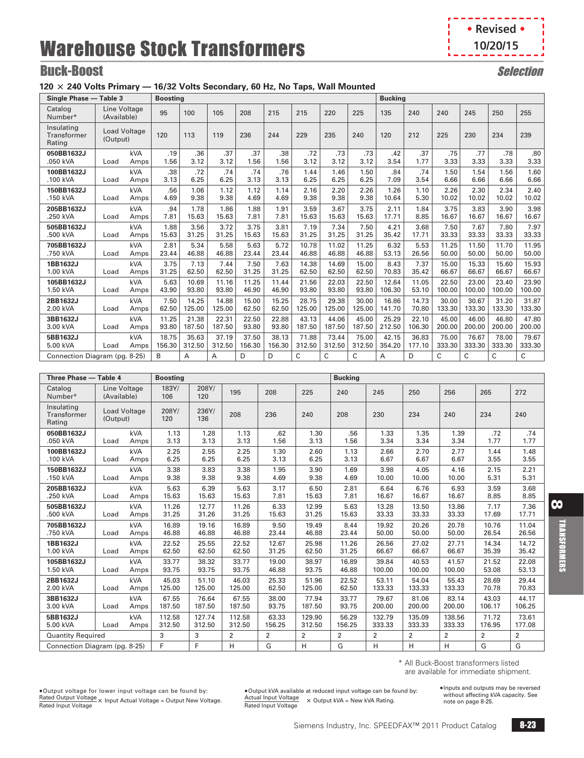# Warehouse Stock Transformers

• Revised • 10/20/15

## Buck-Boost

*Selection*

### 120 × 240 Volts Primary — 16/32 Volts Secondary, 60 Hz, No Taps, Wall Mounted

| Single Phase — Table 3 | | | Boosting | | | | | | | | Bucking | | | | | |
|---|---|---|---|---|---|---|---|---|---|---|---|---|---|---|---|---|
| Catalog Number* | Line Voltage (Available) | | 95 | 100 | 105 | 208 | 215 | 215 | 220 | 225 | 135 | 240 | 240 | 245 | 250 | 255 |
| Insulating Transformer Rating | Load Voltage (Output) | | 120 | 113 | 119 | 236 | 244 | 229 | 235 | 240 | 120 | 212 | 225 | 230 | 234 | 239 |
| 050BB1632J .050 kVA | Load | kVA | .19 | .36 | .37 | .37 | .38 | .72 | .73 | .73 | .42 | .37 | .75 | .77 | .78 | .80 |
| | | Amps | 1.56 | 3.12 | 3.12 | 1.56 | 1.56 | 3.12 | 3.12 | 3.12 | 3.54 | 1.77 | 3.33 | 3.33 | 3.33 | 3.33 |
| 100BB1632J .100 kVA | Load | kVA | .38 | .72 | .74 | .74 | .76 | 1.44 | 1.46 | 1.50 | .84 | .74 | 1.50 | 1.54 | 1.56 | 1.60 |
| | | Amps | 3.13 | 6.25 | 6.25 | 3.13 | 3.13 | 6.25 | 6.25 | 6.25 | 7.09 | 3.54 | 6.66 | 6.66 | 6.66 | 6.66 |
| 150BB1632J .150 kVA | Load | kVA | .56 | 1.06 | 1.12 | 1.12 | 1.14 | 2.16 | 2.20 | 2.26 | 1.26 | 1.10 | 2.26 | 2.30 | 2.34 | 2.40 |
| | | Amps | 4.69 | 9.38 | 9.38 | 4.69 | 4.69 | 9.38 | 9.38 | 9.38 | 10.64 | 5.30 | 10.02 | 10.02 | 10.02 | 10.02 |
| 205BB1632J .250 kVA | Load | kVA | .94 | 1.78 | 1.86 | 1.88 | 1.91 | 3.59 | 3.67 | 3.75 | 2.11 | 1.84 | 3.75 | 3.83 | 3.90 | 3.98 |
| | | Amps | 7.81 | 15.63 | 15.63 | 7.81 | 7.81 | 15.63 | 15.63 | 15.63 | 17.71 | 8.85 | 16.67 | 16.67 | 16.67 | 16.67 |
| 505BB1632J .500 kVA | Load | kVA | 1.88 | 3.56 | 3.72 | 3.75 | 3.81 | 7.19 | 7.34 | 7.50 | 4.21 | 3.68 | 7.50 | 7.67 | 7.80 | 7.97 |
| | | Amps | 15.63 | 31.25 | 31.25 | 15.63 | 15.63 | 31.25 | 31.25 | 31.25 | 35.42 | 17.71 | 33.33 | 33.33 | 33.33 | 33.33 |
| 705BB1632J .750 kVA | Load | kVA | 2.81 | 5.34 | 5.58 | 5.63 | 5.72 | 10.78 | 11.02 | 11.25 | 6.32 | 5.53 | 11.25 | 11.50 | 11.70 | 11.95 |
| | | Amps | 23.44 | 46.88 | 46.88 | 23.44 | 23.44 | 46.88 | 46.88 | 46.88 | 53.13 | 26.56 | 50.00 | 50.00 | 50.00 | 50.00 |
| 1BB1632J 1.00 kVA | Load | kVA | 3.75 | 7.13 | 7.44 | 7.50 | 7.63 | 14.38 | 14.69 | 15.00 | 8.43 | 7.37 | 15.00 | 15.33 | 15.60 | 15.93 |
| | | Amps | 31.25 | 62.50 | 62.50 | 31.25 | 31.25 | 62.50 | 62.50 | 62.50 | 70.83 | 35.42 | 66.67 | 66.67 | 66.67 | 66.67 |
| 105BB1632J 1.50 kVA | Load | kVA | 5.63 | 10.69 | 11.16 | 11.25 | 11.44 | 21.56 | 22.03 | 22.50 | 12.64 | 11.05 | 22.50 | 23.00 | 23.40 | 23.90 |
| | | Amps | 43.90 | 93.80 | 93.80 | 46.90 | 46.90 | 93.80 | 93.80 | 93.80 | 106.30 | 53.10 | 100.00 | 100.00 | 100.00 | 100.00 |
| 2BB1632J 2.00 kVA | Load | kVA | 7.50 | 14.25 | 14.88 | 15.00 | 15.25 | 28.75 | 29.38 | 30.00 | 16.86 | 14.73 | 30.00 | 30.67 | 31.20 | 31.87 |
| | | Amps | 62.50 | 125.00 | 125.00 | 62.50 | 62.50 | 125.00 | 125.00 | 125.00 | 141.70 | 70.80 | 133.30 | 133.30 | 133.30 | 133.30 |
| 3BB1632J 3.00 kVA | Load | kVA | 11.25 | 21.38 | 22.31 | 22.50 | 22.88 | 43.13 | 44.06 | 45.00 | 25.29 | 22.10 | 45.00 | 46.00 | 46.80 | 47.80 |
| | | Amps | 93.80 | 187.50 | 187.50 | 93.80 | 93.80 | 187.50 | 187.50 | 187.50 | 212.50 | 106.30 | 200.00 | 200.00 | 200.00 | 200.00 |
| 5BB1632J 5.00 kVA | Load | kVA | 18.75 | 35.63 | 37.19 | 37.50 | 38.13 | 71.88 | 73.44 | 75.00 | 42.15 | 36.83 | 75.00 | 76.67 | 78.00 | 79.67 |
| | | Amps | 156.30 | 312.50 | 312.50 | 156.30 | 156.30 | 312.50 | 312.50 | 312.50 | 354.20 | 177.10 | 333.30 | 333.30 | 333.30 | 333.30 |
| Connection Diagram (pg. 8-25) | | | B | A | A | D | D | C | C | C | A | D | C | C | C | C |

| Three Phase — Table 4 | | | Boosting | | | | | Bucking | | | | | |
|---|---|---|---|---|---|---|---|---|---|---|---|---|---|
| Catalog Number* | Line Voltage (Available) | | 183Y/106 | 208Y/120 | 195 | 208 | 225 | 240 | 245 | 250 | 256 | 265 | 272 |
| Insulating Transformer Rating | Load Voltage (Output) | | 208Y/120 | 236Y/136 | 208 | 236 | 240 | 208 | 230 | 234 | 240 | 234 | 240 |
| 050BB1632J .050 kVA | Load | kVA | 1.13 | 1.28 | 1.13 | .62 | 1.30 | .56 | 1.33 | 1.35 | 1.39 | .72 | .74 |
| | | Amps | 3.13 | 3.13 | 3.13 | 1.56 | 3.13 | 1.56 | 3.34 | 3.34 | 3.34 | 1.77 | 1.77 |
| 100BB1632J .100 kVA | Load | kVA | 2.25 | 2.55 | 2.25 | 1.30 | 2.60 | 1.13 | 2.66 | 2.70 | 2.77 | 1.44 | 1.48 |
| | | Amps | 6.25 | 6.25 | 6.25 | 3.13 | 6.25 | 3.13 | 6.67 | 6.67 | 6.67 | 3.55 | 3.55 |
| 150BB1632J .150 kVA | Load | kVA | 3.38 | 3.83 | 3.38 | 1.95 | 3.90 | 1.69 | 3.98 | 4.05 | 4.16 | 2.15 | 2.21 |
| | | Amps | 9.38 | 9.38 | 9.38 | 4.69 | 9.38 | 4.69 | 10.00 | 10.00 | 10.00 | 5.31 | 5.31 |
| 205BB1632J .250 kVA | Load | kVA | 5.63 | 6.39 | 5.63 | 3.17 | 6.50 | 2.81 | 6.64 | 6.76 | 6.93 | 3.59 | 3.68 |
| | | Amps | 15.63 | 15.63 | 15.63 | 7.81 | 15.63 | 7.81 | 16.67 | 16.67 | 16.67 | 8.85 | 8.85 |
| 505BB1632J .500 kVA | Load | kVA | 11.26 | 12.77 | 11.26 | 6.33 | 12.99 | 5.63 | 13.28 | 13.50 | 13.86 | 7.17 | 7.36 |
| | | Amps | 31.25 | 31.26 | 31.25 | 15.63 | 31.25 | 15.63 | 33.33 | 33.33 | 33.33 | 17.69 | 17.71 |
| 705BB1632J .750 kVA | Load | kVA | 16.89 | 19.16 | 16.89 | 9.50 | 19.49 | 8.44 | 19.92 | 20.26 | 20.78 | 10.76 | 11.04 |
| | | Amps | 46.88 | 46.88 | 46.88 | 23.44 | 46.88 | 23.44 | 50.00 | 50.00 | 50.00 | 26.54 | 26.56 |
| 1BB1632J 1.00 kVA | Load | kVA | 22.52 | 25.55 | 22.52 | 12.67 | 25.98 | 11.26 | 26.56 | 27.02 | 27.71 | 14.34 | 14.72 |
| | | Amps | 62.50 | 62.50 | 62.50 | 31.25 | 62.50 | 31.25 | 66.67 | 66.67 | 66.67 | 35.39 | 35.42 |
| 105BB1632J 1.50 kVA | Load | kVA | 33.77 | 38.32 | 33.77 | 19.00 | 38.97 | 16.89 | 39.84 | 40.53 | 41.57 | 21.52 | 22.08 |
| | | Amps | 93.75 | 93.75 | 93.75 | 46.88 | 93.75 | 46.88 | 100.00 | 100.00 | 100.00 | 53.08 | 53.13 |
| 2BB1632J 2.00 kVA | Load | kVA | 45.03 | 51.10 | 46.03 | 25.33 | 51.96 | 22.52 | 53.11 | 54.04 | 55.43 | 28.69 | 29.44 |
| | | Amps | 125.00 | 125.00 | 125.00 | 62.50 | 125.00 | 62.50 | 133.33 | 133.33 | 133.33 | 70.78 | 70.83 |
| 3BB1632J 3.00 kVA | Load | kVA | 67.55 | 76.64 | 67.55 | 38.00 | 77.94 | 33.77 | 79.67 | 81.06 | 83.14 | 43.03 | 44.17 |
| | | Amps | 187.50 | 187.50 | 187.50 | 93.75 | 187.50 | 93.75 | 200.00 | 200.00 | 200.00 | 106.17 | 106.25 |
| 5BB1632J 5.00 kVA | Load | kVA | 112.58 | 127.74 | 112.58 | 63.33 | 129.90 | 56.29 | 132.79 | 135.09 | 138.56 | 71.72 | 73.61 |
| | | Amps | 312.50 | 312.50 | 312.50 | 156.25 | 312.50 | 156.25 | 333.33 | 333.33 | 333.33 | 176.95 | 177.08 |
| Quantity Required | | | 3 | 3 | 2 | 2 | 2 | 2 | 2 | 2 | 2 | 2 | 2 |
| Connection Diagram (pg. 8-25) | | | F | F | H | G | H | G | H | H | H | G | G |

\* All Buck-Boost transformers listed are available for immediate shipment.

- Output voltage for lower input voltage can be found by: $\frac{\text{Rated Output Voltage}}{\text{Rated Input Voltage}} \times$ Input Actual Voltage = Output New Voltage.
- Output kVA available at reduced input voltage can be found by: $\frac{\text{Actual Input Voltage}}{\text{Rated Input Voltage}} \times$ Output kVA = New kVA Rating.
- Inputs and outputs may be reversed without affecting kVA capacity. See note on page 8-25.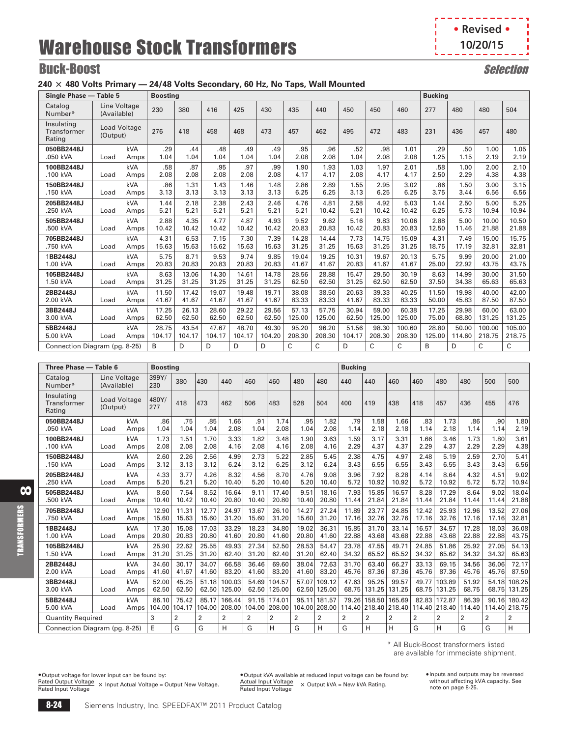# Warehouse Stock Transformers

• Revised • 10/20/15

## Buck-Boost

*Selection*

### 240 × 480 Volts Primary — 24/48 Volts Secondary, 60 Hz, No Taps, Wall Mounted

| Single Phase — Table 5 | | | Boosting | | | | | | | | | | Bucking | | | |
|---|---|---|---|---|---|---|---|---|---|---|---|---|---|---|---|---|
| Catalog Number* | Line Voltage (Available) | | 230 | 380 | 416 | 425 | 430 | 435 | 440 | 450 | 450 | 460 | 277 | 480 | 480 | 504 |
| Insulating Transformer Rating | Load Voltage (Output) | | 276 | 418 | 458 | 468 | 473 | 457 | 462 | 495 | 472 | 483 | 231 | 436 | 457 | 480 |
| 050BB2448J | | kVA | .29 | .44 | .48 | .49 | .49 | .95 | .96 | .52 | .98 | 1.01 | .29 | .50 | 1.00 | 1.05 |
| .050 kVA | Load | Amps | 1.04 | 1.04 | 1.04 | 1.04 | 1.04 | 2.08 | 2.08 | 1.04 | 2.08 | 2.08 | 1.25 | 1.15 | 2.19 | 2.19 |
| 100BB2448J | | kVA | .58 | .87 | .95 | .97 | .99 | 1.90 | 1.93 | 1.03 | 1.97 | 2.01 | .58 | 1.00 | 2.00 | 2.10 |
| .100 kVA | Load | Amps | 2.08 | 2.08 | 2.08 | 2.08 | 2.08 | 4.17 | 4.17 | 2.08 | 4.17 | 4.17 | 2.50 | 2.29 | 4.38 | 4.38 |
| 150BB2448J | | kVA | .86 | 1.31 | 1.43 | 1.46 | 1.48 | 2.86 | 2.89 | 1.55 | 2.95 | 3.02 | .86 | 1.50 | 3.00 | 3.15 |
| .150 kVA | Load | Amps | 3.13 | 3.13 | 3.13 | 3.13 | 3.13 | 6.25 | 6.25 | 3.13 | 6.25 | 6.25 | 3.75 | 3.44 | 6.56 | 6.56 |
| 205BB2448J | | kVA | 1.44 | 2.18 | 2.38 | 2.43 | 2.46 | 4.76 | 4.81 | 2.58 | 4.92 | 5.03 | 1.44 | 2.50 | 5.00 | 5.25 |
| .250 kVA | Load | Amps | 5.21 | 5.21 | 5.21 | 5.21 | 5.21 | 5.21 | 10.42 | 5.21 | 10.42 | 10.42 | 6.25 | 5.73 | 10.94 | 10.94 |
| 505BB2448J | | kVA | 2.88 | 4.35 | 4.77 | 4.87 | 4.93 | 9.52 | 9.62 | 5.16 | 9.83 | 10.06 | 2.88 | 5.00 | 10.00 | 10.50 |
| .500 kVA | Load | Amps | 10.42 | 10.42 | 10.42 | 10.42 | 10.42 | 20.83 | 20.83 | 10.42 | 20.83 | 20.83 | 12.50 | 11.46 | 21.88 | 21.88 |
| 705BB2448J | | kVA | 4.31 | 6.53 | 7.15 | 7.30 | 7.39 | 14.28 | 14.44 | 7.73 | 14.75 | 15.09 | 4.31 | 7.49 | 15.00 | 15.75 |
| .750 kVA | Load | Amps | 15.63 | 15.63 | 15.62 | 15.63 | 15.63 | 31.25 | 31.25 | 15.63 | 31.25 | 31.25 | 18.75 | 17.19 | 32.81 | 32.81 |
| 1BB2448J | | kVA | 5.75 | 8.71 | 9.53 | 9.74 | 9.85 | 19.04 | 19.25 | 10.31 | 19.67 | 20.13 | 5.75 | 9.99 | 20.00 | 21.00 |
| 1.00 kVA | Load | Amps | 20.83 | 20.83 | 20.83 | 20.83 | 20.83 | 41.67 | 41.67 | 20.83 | 41.67 | 41.67 | 25.00 | 22.92 | 43.75 | 43.75 |
| 105BB2448J | | kVA | 8.63 | 13.06 | 14.30 | 14.61 | 14.78 | 28.56 | 28.88 | 15.47 | 29.50 | 30.19 | 8.63 | 14.99 | 30.00 | 31.50 |
| 1.50 kVA | Load | Amps | 31.25 | 31.25 | 31.25 | 31.25 | 31.25 | 62.50 | 62.50 | 31.25 | 62.50 | 62.50 | 37.50 | 34.38 | 65.63 | 65.63 |
| 2BB2448J | | kVA | 11.50 | 17.42 | 19.07 | 19.48 | 19.71 | 38.08 | 38.50 | 20.63 | 39.33 | 40.25 | 11.50 | 19.98 | 40.00 | 42.00 |
| 2.00 kVA | Load | Amps | 41.67 | 41.67 | 41.67 | 41.67 | 41.67 | 83.33 | 83.33 | 41.67 | 83.33 | 83.33 | 50.00 | 45.83 | 87.50 | 87.50 |
| 3BB2448J | | kVA | 17.25 | 26.13 | 28.60 | 29.22 | 29.56 | 57.13 | 57.75 | 30.94 | 59.00 | 60.38 | 17.25 | 29.98 | 60.00 | 63.00 |
| 3.00 kVA | Load | Amps | 62.50 | 62.50 | 62.50 | 62.50 | 62.50 | 125.00 | 125.00 | 62.50 | 125.00 | 125.00 | 75.00 | 68.80 | 131.25 | 131.25 |
| 5BB2448J | | kVA | 28.75 | 43.54 | 47.67 | 48.70 | 49.30 | 95.20 | 96.20 | 51.56 | 98.30 | 100.60 | 28.80 | 50.00 | 100.00 | 105.00 |
| 5.00 kVA | Load | Amps | 104.17 | 104.17 | 104.17 | 104.17 | 104.20 | 208.30 | 208.30 | 104.17 | 208.30 | 208.30 | 125.00 | 114.60 | 218.75 | 218.75 |
| Connection Diagram (pg. 8-25) | | | B | D | D | D | D | C | C | D | C | C | B | D | C | C |

| Three Phase — Table 6 | | | Boosting | | | | | | | | Bucking | | | | | | | | |
|---|---|---|---|---|---|---|---|---|---|---|---|---|---|---|---|---|---|---|---|
| Catalog Number* | Line Voltage (Available) | | 399Y/230 | 380 | 430 | 440 | 460 | 460 | 480 | 480 | 440 | 440 | 460 | 460 | 480 | 480 | 500 | 500 |
| Insulating Transformer Rating | Load Voltage (Output) | | 480Y/277 | 418 | 473 | 462 | 506 | 483 | 528 | 504 | 400 | 419 | 438 | 418 | 457 | 436 | 455 | 476 |
| 050BB2448J | | kVA | .86 | .75 | .85 | 1.66 | .91 | 1.74 | .95 | 1.82 | .79 | 1.58 | 1.66 | .83 | 1.73 | .86 | .90 | 1.80 |
| .050 kVA | Load | Amps | 1.04 | 1.04 | 1.04 | 2.08 | 1.04 | 2.08 | 1.04 | 2.08 | 1.14 | 2.18 | 2.18 | 1.14 | 2.18 | 1.14 | 1.14 | 2.19 |
| 100BB2448J | | kVA | 1.73 | 1.51 | 1.70 | 3.33 | 1.82 | 3.48 | 1.90 | 3.63 | 1.59 | 3.17 | 3.31 | 1.66 | 3.46 | 1.73 | 1.80 | 3.61 |
| .100 kVA | Load | Amps | 2.08 | 2.08 | 2.08 | 4.16 | 2.08 | 4.16 | 2.08 | 4.16 | 2.29 | 4.37 | 4.37 | 2.29 | 4.37 | 2.29 | 2.29 | 4.38 |
| 150BB2448J | | kVA | 2.60 | 2.26 | 2.56 | 4.99 | 2.73 | 5.22 | 2.85 | 5.45 | 2.38 | 4.75 | 4.97 | 2.48 | 5.19 | 2.59 | 2.70 | 5.41 |
| .150 kVA | Load | Amps | 3.12 | 3.13 | 3.12 | 6.24 | 3.12 | 6.25 | 3.12 | 6.24 | 3.43 | 6.55 | 6.55 | 3.43 | 6.55 | 3.43 | 3.43 | 6.56 |
| 205BB2448J | | kVA | 4.33 | 3.77 | 4.26 | 8.32 | 4.56 | 8.70 | 4.76 | 9.08 | 3.96 | 7.92 | 8.28 | 4.14 | 8.64 | 4.32 | 4.51 | 9.02 |
| .250 kVA | Load | Amps | 5.20 | 5.21 | 5.20 | 10.40 | 5.20 | 10.40 | 5.20 | 10.40 | 5.72 | 10.92 | 10.92 | 5.72 | 10.92 | 5.72 | 5.72 | 10.94 |
| 505BB2448J | | kVA | 8.60 | 7.54 | 8.52 | 16.64 | 9.11 | 17.40 | 9.51 | 18.16 | 7.93 | 15.85 | 16.57 | 8.28 | 17.29 | 8.64 | 9.02 | 18.04 |
| .500 kVA | Load | Amps | 10.40 | 10.42 | 10.40 | 20.80 | 10.40 | 20.80 | 10.40 | 20.80 | 11.44 | 21.84 | 21.84 | 11.44 | 21.84 | 11.44 | 11.44 | 21.88 |
| 705BB2448J | | kVA | 12.90 | 11.31 | 12.77 | 24.97 | 13.67 | 26.10 | 14.27 | 27.24 | 11.89 | 23.77 | 24.85 | 12.42 | 25.93 | 12.96 | 13.52 | 27.06 |
| .750 kVA | Load | Amps | 15.60 | 15.63 | 15.60 | 31.20 | 15.60 | 31.20 | 15.60 | 31.20 | 17.16 | 32.76 | 32.76 | 17.16 | 32.76 | 17.16 | 17.16 | 32.81 |
| 1BB2448J | | kVA | 17.30 | 15.08 | 17.03 | 33.29 | 18.23 | 34.80 | 19.02 | 36.31 | 15.85 | 31.70 | 33.14 | 16.57 | 34.57 | 17.28 | 18.03 | 36.08 |
| 1.00 kVA | Load | Amps | 20.80 | 20.83 | 20.80 | 41.60 | 20.80 | 41.60 | 20.80 | 41.60 | 22.88 | 43.68 | 43.68 | 22.88 | 43.68 | 22.88 | 22.88 | 43.75 |
| 105BB2448J | | kVA | 25.90 | 22.62 | 25.55 | 49.93 | 27.34 | 52.50 | 28.53 | 54.47 | 23.78 | 47.55 | 49.71 | 24.85 | 51.86 | 25.92 | 27.05 | 54.13 |
| 1.50 kVA | Load | Amps | 31.20 | 31.25 | 31.20 | 62.40 | 31.20 | 62.40 | 31.20 | 62.40 | 34.32 | 65.52 | 65.52 | 34.32 | 65.62 | 34.32 | 34.32 | 65.63 |
| 2BB2448J | | kVA | 34.60 | 30.17 | 34.07 | 66.58 | 36.46 | 69.60 | 38.04 | 72.63 | 31.70 | 63.40 | 66.27 | 33.13 | 69.15 | 34.56 | 36.06 | 72.17 |
| 2.00 kVA | Load | Amps | 41.60 | 41.67 | 41.60 | 83.20 | 41.60 | 83.20 | 41.60 | 83.20 | 45.76 | 87.36 | 87.36 | 45.76 | 87.36 | 45.76 | 45.76 | 87.50 |
| 3BB2448J | | kVA | 52.00 | 45.25 | 51.18 | 100.03 | 54.69 | 104.57 | 57.07 | 109.12 | 47.63 | 95.25 | 99.57 | 49.77 | 103.89 | 51.92 | 54.18 | 108.25 |
| 3.00 kVA | Load | Amps | 62.50 | 62.50 | 62.50 | 125.00 | 62.50 | 125.00 | 62.50 | 125.00 | 68.75 | 131.25 | 131.25 | 68.75 | 131.25 | 68.75 | 68.75 | 131.25 |
| 5BB2448J | | kVA | 86.10 | 75.42 | 85.17 | 166.44 | 91.15 | 174.01 | 95.11 | 181.57 | 79.26 | 158.50 | 165.69 | 82.83 | 172.87 | 86.39 | 90.16 | 180.42 |
| 5.00 kVA | Load | Amps | 104.00 | 104.17 | 104.00 | 208.00 | 104.00 | 208.00 | 104.00 | 208.00 | 114.40 | 218.40 | 218.40 | 114.40 | 218.40 | 114.40 | 114.40 | 218.75 |
| Quantity Required | | | 3 | 2 | 2 | 2 | 2 | 2 | 2 | 2 | 2 | 2 | 2 | 2 | 2 | 2 | 2 | 2 |
| Connection Diagram (pg. 8-25) | | | E | G | G | H | G | H | G | H | G | H | H | G | H | G | G | H |

\* All Buck-Boost transformers listed are available for immediate shipment.

- Output voltage for lower input can be found by: $\frac{\text{Rated Output Voltage}}{\text{Rated Input Voltage}} \times$ Input Actual Voltage = Output New Voltage.
- Output kVA available at reduced input voltage can be found by: $\frac{\text{Actual Input Voltage}}{\text{Rated Input Voltage}} \times$ Output kVA = New kVA Rating.
- Inputs and outputs may be reversed without affecting kVA capacity. See note on page 8-25.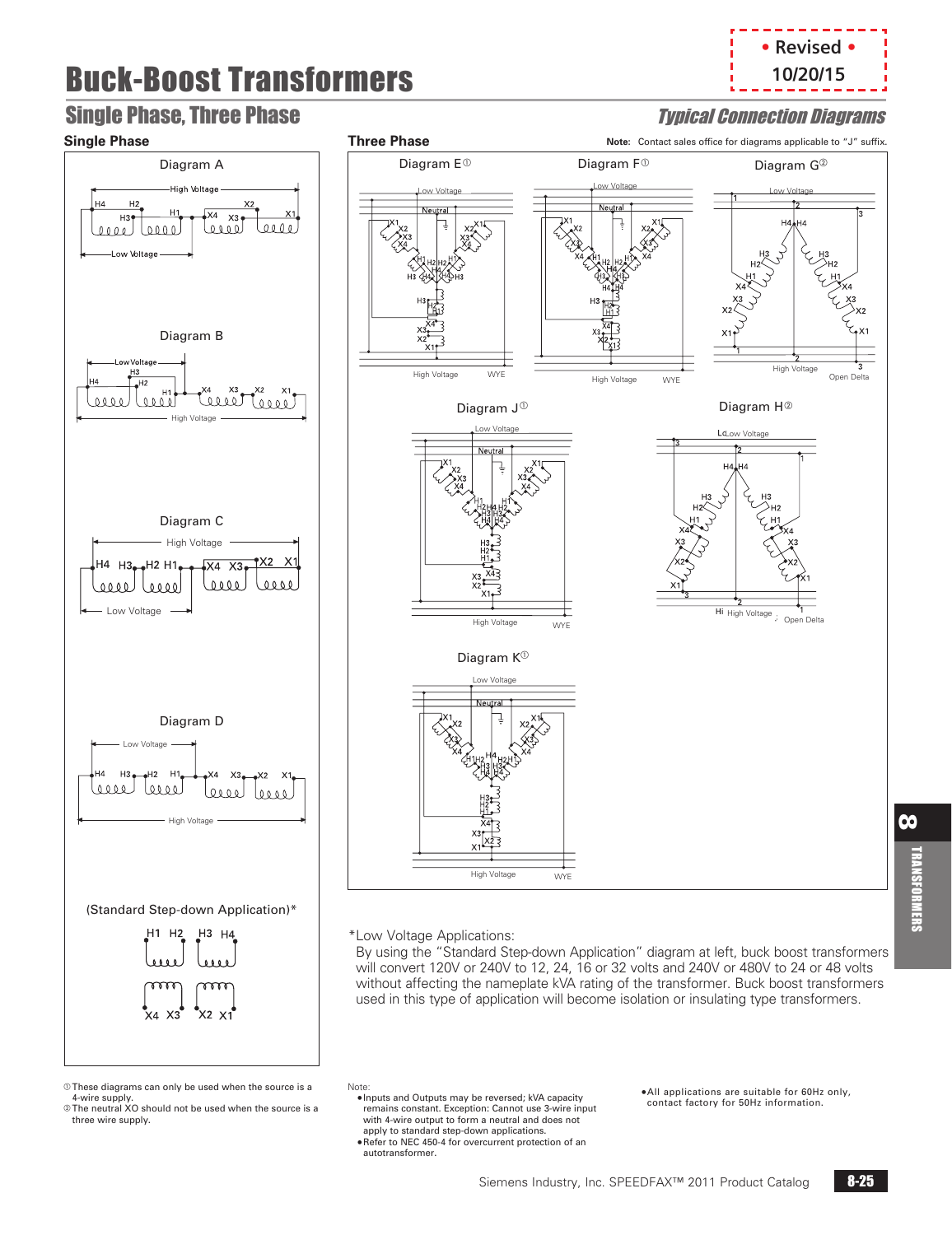# Buck-Boost Transformers

• Revised • 10/20/15

## Single Phase, Three Phase

## *Typical Connection Diagrams*

### Single Phase

Diagram A

High Voltage

H4 H2 H3 H1 X4 X3 X2 X1

Low Voltage

Diagram B

Low Voltage

H4 H3 H2 H1 X4 X3 X2 X1

High Voltage

Diagram C

High Voltage

H4 H3 H2 H1 X4 X3 X2 X1

Low Voltage

Diagram D

Low Voltage

H4 H3 H2 H1 X4 X3 X2 X1

High Voltage

(Standard Step-down Application)*

H1 H2 H3 H4

X4 X3 X2 X1

### Three Phase

**Note:** Contact sales office for diagrams applicable to "J" suffix.

Diagram E[1]

Low Voltage, Neutral, High Voltage, WYE

Diagram F[1]

Low Voltage, Neutral, High Voltage, WYE

Diagram G[2]

Low Voltage, High Voltage, Open Delta

Diagram J[1]

Low Voltage, Neutral, High Voltage, WYE

Diagram H[2]

Low Voltage, High Voltage, Open Delta

Diagram K[1]

Low Voltage, Neutral, High Voltage, WYE

*Low Voltage Applications:

By using the "Standard Step-down Application" diagram at left, buck boost transformers will convert 120V or 240V to 12, 24, 16 or 32 volts and 240V or 480V to 24 or 48 volts without affecting the nameplate kVA rating of the transformer. Buck boost transformers used in this type of application will become isolation or insulating type transformers.

[1] These diagrams can only be used when the source is a 4-wire supply.
[2] The neutral XO should not be used when the source is a three wire supply.

Note:

- Inputs and Outputs may be reversed; kVA capacity remains constant. Exception: Cannot use 3-wire input with 4-wire output to form a neutral and does not apply to standard step-down applications.
- Refer to NEC 450-4 for overcurrent protection of an autotransformer.

- All applications are suitable for 60Hz only, contact factory for 50Hz information.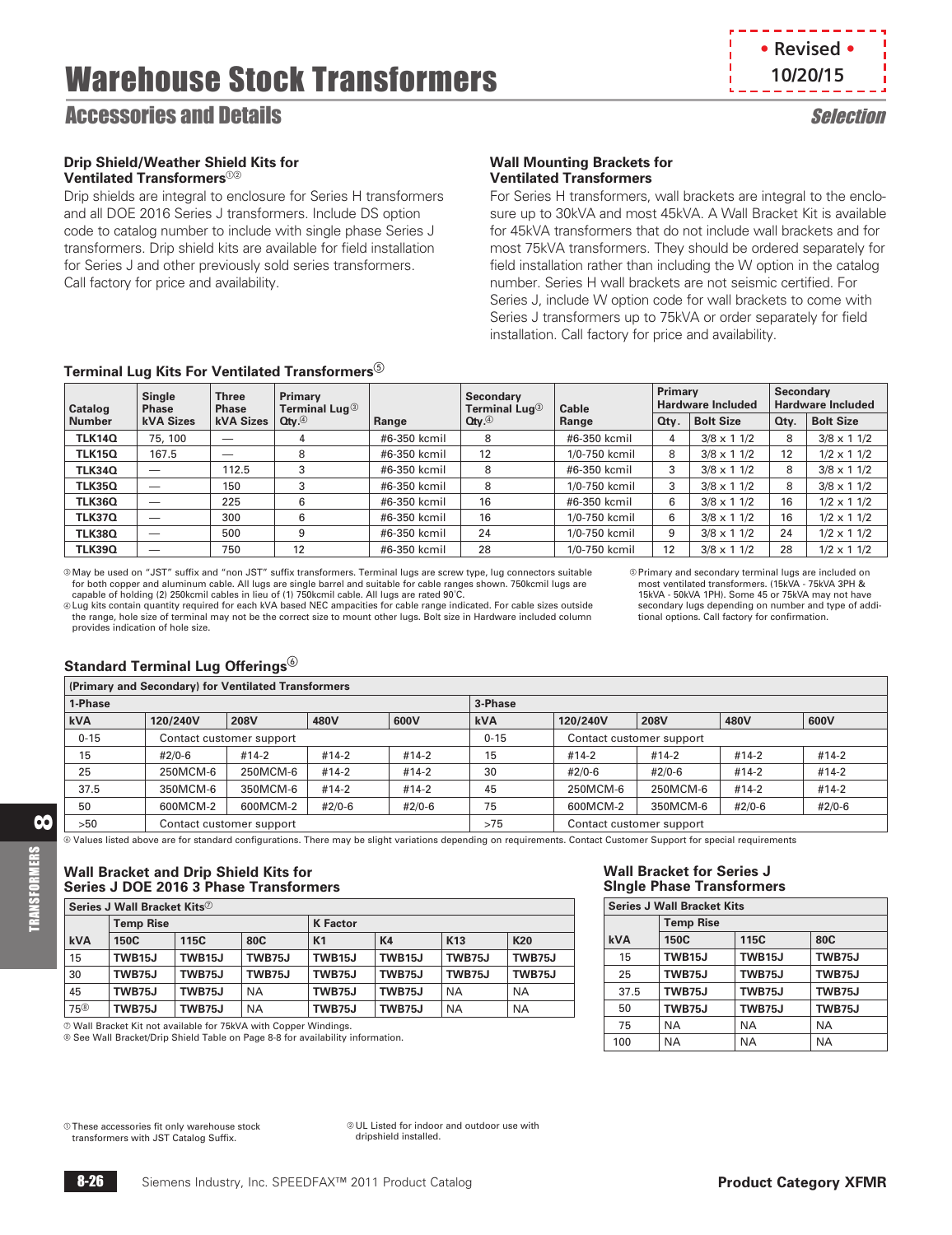• Revised •
10/20/15

# Warehouse Stock Transformers

## Accessories and Details

*Selection*

### Drip Shield/Weather Shield Kits for Ventilated Transformers[1][2]

Drip shields are integral to enclosure for Series H transformers and all DOE 2016 Series J transformers. Include DS option code to catalog number to include with single phase Series J transformers. Drip shield kits are available for field installation for Series J and other previously sold series transformers. Call factory for price and availability.

### Wall Mounting Brackets for Ventilated Transformers

For Series H transformers, wall brackets are integral to the enclosure up to 30kVA and most 45kVA. A Wall Bracket Kit is available for 45kVA transformers that do not include wall brackets and for most 75kVA transformers. They should be ordered separately for field installation rather than including the W option in the catalog number. Series H wall brackets are not seismic certified. For Series J, include W option code for wall brackets to come with Series J transformers up to 75kVA or order separately for field installation. Call factory for price and availability.

### Terminal Lug Kits For Ventilated Transformers[5]

| Catalog Number | Single Phase kVA Sizes | Three Phase kVA Sizes | Primary Terminal Lug[3] Qty.[4] | Range | Secondary Terminal Lug[3] Qty.[4] | Cable Range | Primary Hardware Included Qty. | Primary Hardware Included Bolt Size | Secondary Hardware Included Qty. | Secondary Hardware Included Bolt Size |
|---|---|---|---|---|---|---|---|---|---|---|
| TLK14Q | 75, 100 | — | 4 | #6-350 kcmil | 8 | #6-350 kcmil | 4 | 3/8 x 1 1/2 | 8 | 3/8 x 1 1/2 |
| TLK15Q | 167.5 | — | 8 | #6-350 kcmil | 12 | 1/0-750 kcmil | 8 | 3/8 x 1 1/2 | 12 | 1/2 x 1 1/2 |
| TLK34Q | — | 112.5 | 3 | #6-350 kcmil | 8 | #6-350 kcmil | 3 | 3/8 x 1 1/2 | 8 | 3/8 x 1 1/2 |
| TLK35Q | — | 150 | 3 | #6-350 kcmil | 8 | 1/0-750 kcmil | 3 | 3/8 x 1 1/2 | 8 | 3/8 x 1 1/2 |
| TLK36Q | — | 225 | 6 | #6-350 kcmil | 16 | #6-350 kcmil | 6 | 3/8 x 1 1/2 | 16 | 1/2 x 1 1/2 |
| TLK37Q | — | 300 | 6 | #6-350 kcmil | 16 | 1/0-750 kcmil | 6 | 3/8 x 1 1/2 | 16 | 1/2 x 1 1/2 |
| TLK38Q | — | 500 | 9 | #6-350 kcmil | 24 | 1/0-750 kcmil | 9 | 3/8 x 1 1/2 | 24 | 1/2 x 1 1/2 |
| TLK39Q | — | 750 | 12 | #6-350 kcmil | 28 | 1/0-750 kcmil | 12 | 3/8 x 1 1/2 | 28 | 1/2 x 1 1/2 |

[3] May be used on "JST" suffix and "non JST" suffix transformers. Terminal lugs are screw type, lug connectors suitable for both copper and aluminum cable. All lugs are single barrel and suitable for cable ranges shown. 750kcmil lugs are capable of holding (2) 250kcmil cables in lieu of (1) 750kcmil cable. All lugs are rated 90˚C.

[4] Lug kits contain quantity required for each kVA based NEC ampacities for cable range indicated. For cable sizes outside the range, hole size of terminal may not be the correct size to mount other lugs. Bolt size in Hardware included column provides indication of hole size.

[5] Primary and secondary terminal lugs are included on most ventilated transformers. (15kVA - 75kVA 3PH & 15kVA - 50kVA 1PH). Some 45 or 75kVA may not have secondary lugs depending on number and type of additional options. Call factory for confirmation.

### Standard Terminal Lug Offerings[6]

| (Primary and Secondary) for Ventilated Transformers | | | | | | | | | |
|---|---|---|---|---|---|---|---|---|---|
| 1-Phase | | | | | 3-Phase | | | | |
| kVA | 120/240V | 208V | 480V | 600V | kVA | 120/240V | 208V | 480V | 600V |
| 0-15 | Contact customer support | | | | 0-15 | Contact customer support | | | |
| 15 | #2/0-6 | #14-2 | #14-2 | #14-2 | 15 | #14-2 | #14-2 | #14-2 | #14-2 |
| 25 | 250MCM-6 | 250MCM-6 | #14-2 | #14-2 | 30 | #2/0-6 | #2/0-6 | #14-2 | #14-2 |
| 37.5 | 350MCM-6 | 350MCM-6 | #14-2 | #14-2 | 45 | 250MCM-6 | 250MCM-6 | #14-2 | #14-2 |
| 50 | 600MCM-2 | 600MCM-2 | #2/0-6 | #2/0-6 | 75 | 600MCM-2 | 350MCM-6 | #2/0-6 | #2/0-6 |
| >50 | Contact customer support | | | | >75 | Contact customer support | | | |

[6] Values listed above are for standard configurations. There may be slight variations depending on requirements. Contact Customer Support for special requirements

### Wall Bracket and Drip Shield Kits for Series J DOE 2016 3 Phase Transformers

| Series J Wall Bracket Kits[7] | | | | | | | |
|---|---|---|---|---|---|---|---|
| | Temp Rise | | | K Factor | | | |
| kVA | 150C | 115C | 80C | K1 | K4 | K13 | K20 |
| 15 | TWB15J | TWB15J | TWB75J | TWB15J | TWB15J | TWB75J | TWB75J |
| 30 | TWB75J | TWB75J | TWB75J | TWB75J | TWB75J | TWB75J | TWB75J |
| 45 | TWB75J | TWB75J | NA | TWB75J | TWB75J | NA | NA |
| 75[8] | TWB75J | TWB75J | NA | TWB75J | TWB75J | NA | NA |

[7] Wall Bracket Kit not available for 75kVA with Copper Windings.

[8] See Wall Bracket/Drip Shield Table on Page 8-8 for availability information.

### Wall Bracket for Series J SIngle Phase Transformers

| Series J Wall Bracket Kits | | | |
|---|---|---|---|
| | Temp Rise | | |
| kVA | 150C | 115C | 80C |
| 15 | TWB15J | TWB15J | TWB15J |
| 25 | TWB75J | TWB75J | TWB75J |
| 37.5 | TWB75J | TWB75J | TWB75J |
| 50 | TWB75J | TWB75J | TWB75J |
| 75 | NA | NA | NA |
| 100 | NA | NA | NA |

[1] These accessories fit only warehouse stock transformers with JST Catalog Suffix.

[2] UL Listed for indoor and outdoor use with dripshield installed.